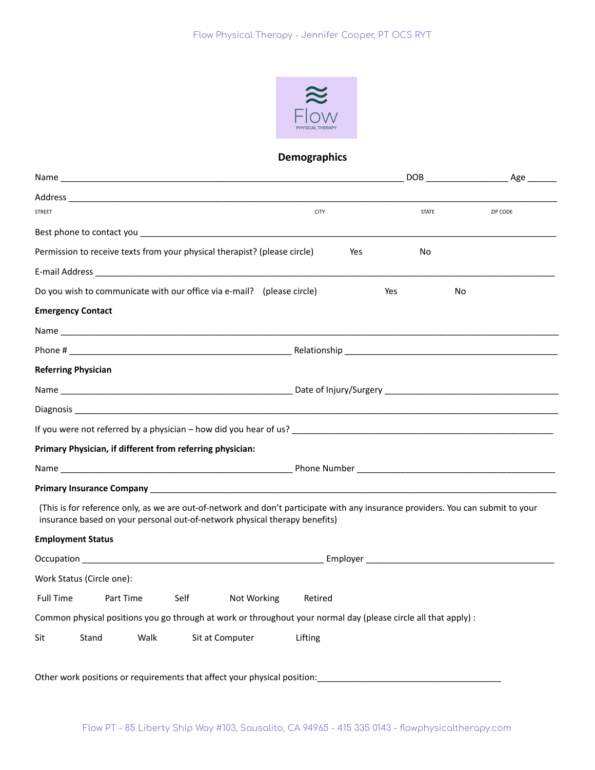Flow Physical Therapy - Jennifer Cooper, PT OCS RYT

Flow
PHYSICAL THERAPY

## Demographics

Name ___________________________________________________________________________ DOB _________________ Age ______

Address ________________________________________________________________________________________________________

STREET CITY STATE ZIP CODE

Best phone to contact you _____________________________________________________________________________________

Permission to receive texts from your physical therapist? (please circle) Yes No

E-mail Address _______________________________________________________________________________________________

Do you wish to communicate with our office via e-mail? (please circle) Yes No

**Emergency Contact**

Name ________________________________________________________________________________________________________

Phone # _______________________________________________ Relationship ____________________________________________

**Referring Physician**

Name __________________________________________________ Date of Injury/Surgery ____________________________________

Diagnosis ____________________________________________________________________________________________________

If you were not referred by a physician – how did you hear of us? _______________________________________________________

**Primary Physician, if different from referring physician:**

Name __________________________________________________ Phone Number __________________________________________

**Primary Insurance Company** _________________________________________________________________________________

(This is for reference only, as we are out-of-network and don't participate with any insurance providers. You can submit to your insurance based on your personal out-of-network physical therapy benefits)

**Employment Status**

Occupation ____________________________________________________ Employer ________________________________________

Work Status (Circle one):

Full Time Part Time Self Not Working Retired

Common physical positions you go through at work or throughout your normal day (please circle all that apply) :

Sit Stand Walk Sit at Computer Lifting

Other work positions or requirements that affect your physical position:_______________________________________

Flow PT - 85 Liberty Ship Way #103, Sausalito, CA 94965 - 415 335 0143 - flowphysicaltherapy.com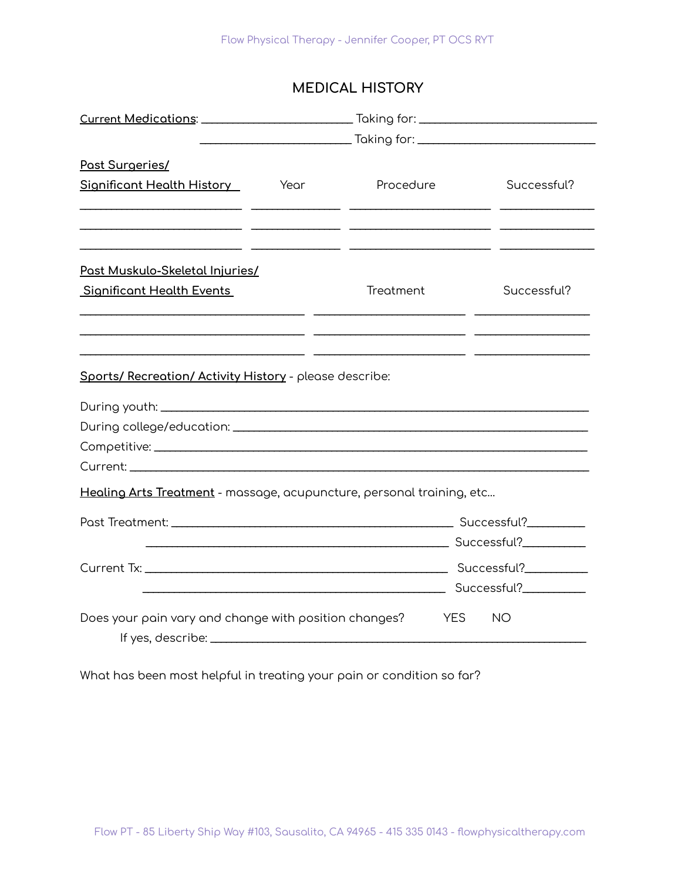# MEDICAL HISTORY

**Current Medications**: ________________________ Taking for: ____________________________

________________________ Taking for: ____________________________

| **Past Surgeries/ Significant Health History** | Year | Procedure | Successful? |
|---|---|---|---|
| | | | |
| | | | |
| | | | |

| **Past Muskulo-Skeletal Injuries/ Significant Health Events** | Treatment | Successful? |
|---|---|---|
| | | |
| | | |
| | | |

**Sports/ Recreation/ Activity History** - please describe:

During youth: ____________________________________________________________________

During college/education: __________________________________________________________

Competitive: _____________________________________________________________________

Current: ________________________________________________________________________

**Healing Arts Treatment** - massage, acupuncture, personal training, etc...

Past Treatment: ____________________________________________ Successful?_________

____________________________________________ Successful?__________

Current Tx: ______________________________________________ Successful?__________

______________________________________________ Successful?__________

Does your pain vary and change with position changes? YES NO

If yes, describe: ___________________________________________________________

What has been most helpful in treating your pain or condition so far?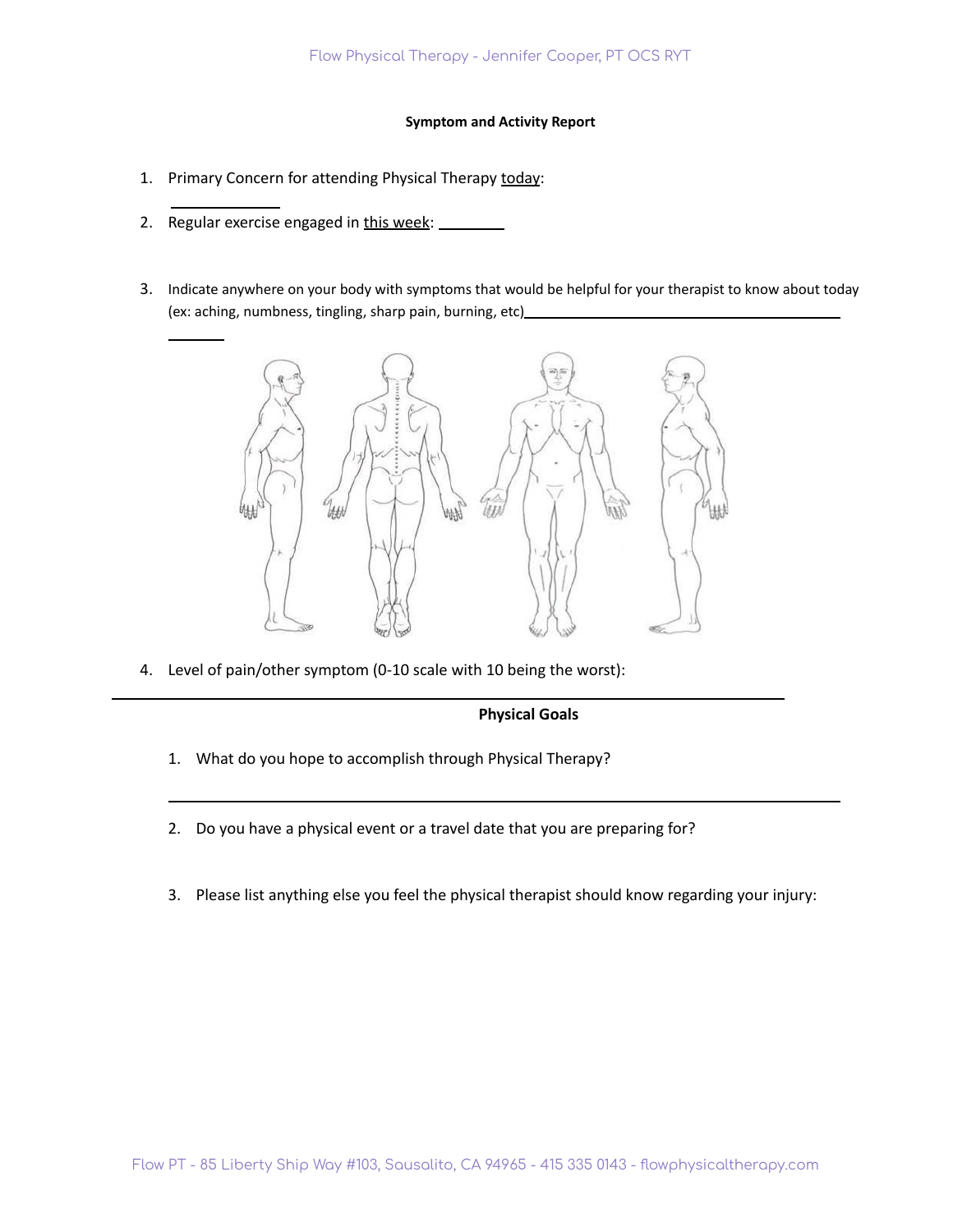**Symptom and Activity Report**

1. Primary Concern for attending Physical Therapy today:
   \_\_\_\_\_\_\_\_\_\_\_\_\_\_
2. Regular exercise engaged in this week: \_\_\_\_\_\_\_\_
3. Indicate anywhere on your body with symptoms that would be helpful for your therapist to know about today (ex: aching, numbness, tingling, sharp pain, burning, etc)\_\_\_\_\_\_\_\_\_\_\_\_\_\_\_\_\_\_\_\_\_\_\_\_\_\_\_\_\_\_\_\_\_\_\_\_\_\_\_\_\_\_\_\_\_\_\_\_
4. Level of pain/other symptom (0-10 scale with 10 being the worst):

---

**Physical Goals**

1. What do you hope to accomplish through Physical Therapy?
   \_\_\_\_\_\_\_\_\_\_\_\_\_\_\_\_\_\_\_\_\_\_\_\_\_\_\_\_\_\_\_\_\_\_\_\_\_\_\_\_\_\_\_\_\_\_\_\_\_\_\_\_\_\_\_\_\_\_\_\_\_\_\_\_\_\_\_\_\_\_\_\_
2. Do you have a physical event or a travel date that you are preparing for?
3. Please list anything else you feel the physical therapist should know regarding your injury: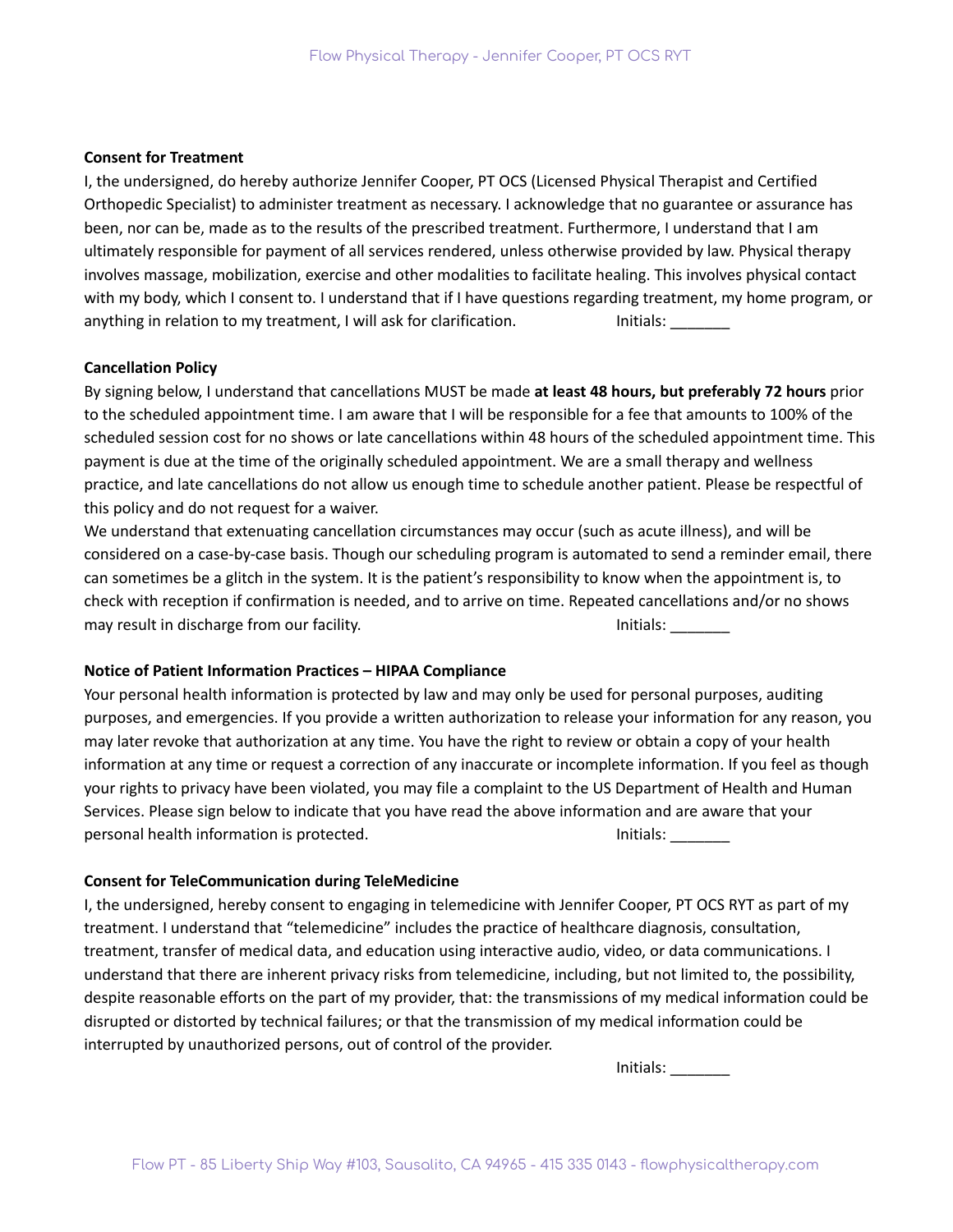**Consent for Treatment**

I, the undersigned, do hereby authorize Jennifer Cooper, PT OCS (Licensed Physical Therapist and Certified Orthopedic Specialist) to administer treatment as necessary. I acknowledge that no guarantee or assurance has been, nor can be, made as to the results of the prescribed treatment. Furthermore, I understand that I am ultimately responsible for payment of all services rendered, unless otherwise provided by law. Physical therapy involves massage, mobilization, exercise and other modalities to facilitate healing. This involves physical contact with my body, which I consent to. I understand that if I have questions regarding treatment, my home program, or anything in relation to my treatment, I will ask for clarification. Initials: _______

**Cancellation Policy**

By signing below, I understand that cancellations MUST be made **at least 48 hours, but preferably 72 hours** prior to the scheduled appointment time. I am aware that I will be responsible for a fee that amounts to 100% of the scheduled session cost for no shows or late cancellations within 48 hours of the scheduled appointment time. This payment is due at the time of the originally scheduled appointment. We are a small therapy and wellness practice, and late cancellations do not allow us enough time to schedule another patient. Please be respectful of this policy and do not request for a waiver.

We understand that extenuating cancellation circumstances may occur (such as acute illness), and will be considered on a case-by-case basis. Though our scheduling program is automated to send a reminder email, there can sometimes be a glitch in the system. It is the patient's responsibility to know when the appointment is, to check with reception if confirmation is needed, and to arrive on time. Repeated cancellations and/or no shows may result in discharge from our facility. Initials: _______

**Notice of Patient Information Practices – HIPAA Compliance**

Your personal health information is protected by law and may only be used for personal purposes, auditing purposes, and emergencies. If you provide a written authorization to release your information for any reason, you may later revoke that authorization at any time. You have the right to review or obtain a copy of your health information at any time or request a correction of any inaccurate or incomplete information. If you feel as though your rights to privacy have been violated, you may file a complaint to the US Department of Health and Human Services. Please sign below to indicate that you have read the above information and are aware that your personal health information is protected. Initials: _______

**Consent for TeleCommunication during TeleMedicine**

I, the undersigned, hereby consent to engaging in telemedicine with Jennifer Cooper, PT OCS RYT as part of my treatment. I understand that "telemedicine" includes the practice of healthcare diagnosis, consultation, treatment, transfer of medical data, and education using interactive audio, video, or data communications. I understand that there are inherent privacy risks from telemedicine, including, but not limited to, the possibility, despite reasonable efforts on the part of my provider, that: the transmissions of my medical information could be disrupted or distorted by technical failures; or that the transmission of my medical information could be interrupted by unauthorized persons, out of control of the provider.

Initials: _______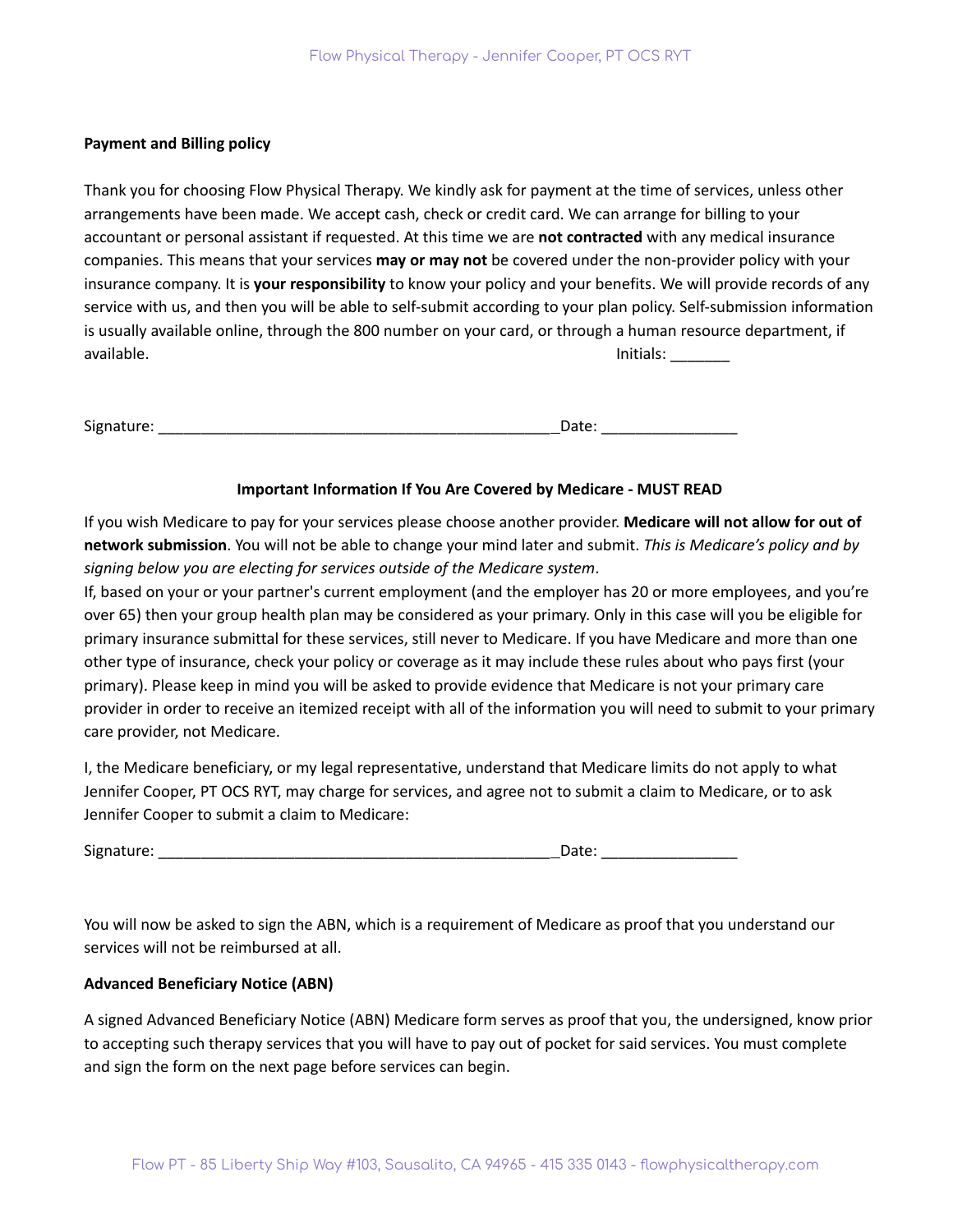**Payment and Billing policy**

Thank you for choosing Flow Physical Therapy. We kindly ask for payment at the time of services, unless other arrangements have been made. We accept cash, check or credit card. We can arrange for billing to your accountant or personal assistant if requested. At this time we are **not contracted** with any medical insurance companies. This means that your services **may or may not** be covered under the non-provider policy with your insurance company. It is **your responsibility** to know your policy and your benefits. We will provide records of any service with us, and then you will be able to self-submit according to your plan policy. Self-submission information is usually available online, through the 800 number on your card, or through a human resource department, if available. Initials: _______

Signature: ________________________________________________Date: ________________

**Important Information If You Are Covered by Medicare - MUST READ**

If you wish Medicare to pay for your services please choose another provider. **Medicare will not allow for out of network submission**. You will not be able to change your mind later and submit. *This is Medicare's policy and by signing below you are electing for services outside of the Medicare system*.

If, based on your or your partner's current employment (and the employer has 20 or more employees, and you're over 65) then your group health plan may be considered as your primary. Only in this case will you be eligible for primary insurance submittal for these services, still never to Medicare. If you have Medicare and more than one other type of insurance, check your policy or coverage as it may include these rules about who pays first (your primary). Please keep in mind you will be asked to provide evidence that Medicare is not your primary care provider in order to receive an itemized receipt with all of the information you will need to submit to your primary care provider, not Medicare.

I, the Medicare beneficiary, or my legal representative, understand that Medicare limits do not apply to what Jennifer Cooper, PT OCS RYT, may charge for services, and agree not to submit a claim to Medicare, or to ask Jennifer Cooper to submit a claim to Medicare:

Signature: ________________________________________________Date: ________________

You will now be asked to sign the ABN, which is a requirement of Medicare as proof that you understand our services will not be reimbursed at all.

**Advanced Beneficiary Notice (ABN)**

A signed Advanced Beneficiary Notice (ABN) Medicare form serves as proof that you, the undersigned, know prior to accepting such therapy services that you will have to pay out of pocket for said services. You must complete and sign the form on the next page before services can begin.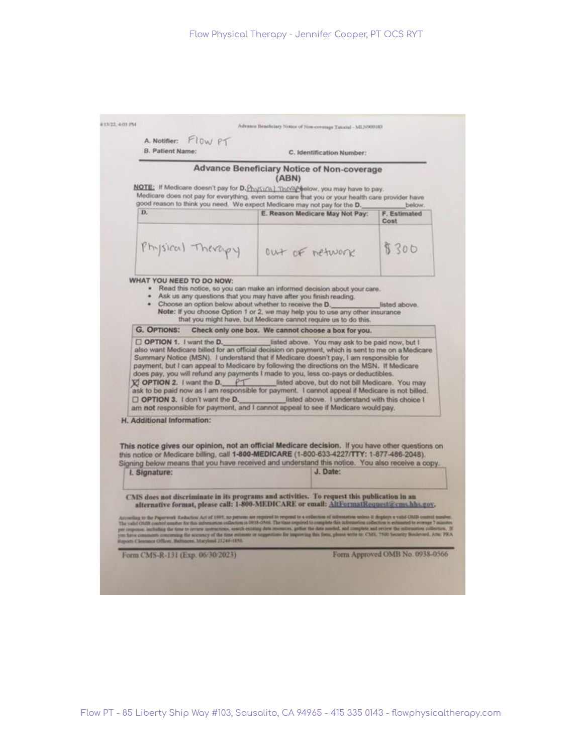4/13/22, 4:03 PM

Advance Beneficiary Notice of Non-coverage Tutorial - MLN909183

A. Notifier: Flow PT

B. Patient Name:

C. Identification Number:

## Advance Beneficiary Notice of Non-coverage (ABN)

**NOTE:** If Medicare doesn't pay for D. Physical Therapy below, you may have to pay.
Medicare does not pay for everything, even some care that you or your health care provider have good reason to think you need. We expect Medicare may not pay for the D.____________ below.

| D. | E. Reason Medicare May Not Pay: | F. Estimated Cost |
|---|---|---|
| Physical Therapy | out of network | $300 |

**WHAT YOU NEED TO DO NOW:**

- Read this notice, so you can make an informed decision about your care.
- Ask us any questions that you may have after you finish reading.
- Choose an option below about whether to receive the D.____________ listed above.
  **Note:** If you choose Option 1 or 2, we may help you to use any other insurance that you might have, but Medicare cannot require us to do this.

**G. OPTIONS: Check only one box. We cannot choose a box for you.**

☐ **OPTION 1.** I want the D.____________ listed above. You may ask to be paid now, but I also want Medicare billed for an official decision on payment, which is sent to me on a Medicare Summary Notice (MSN). I understand that if Medicare doesn't pay, I am responsible for payment, but I can appeal to Medicare by following the directions on the MSN. If Medicare does pay, you will refund any payments I made to you, less co-pays or deductibles.

☒ **OPTION 2.** I want the D. PT listed above, but do not bill Medicare. You may ask to be paid now as I am responsible for payment. I cannot appeal if Medicare is not billed.

☐ **OPTION 3.** I don't want the D.____________ listed above. I understand with this choice I am **not** responsible for payment, and I cannot appeal to see if Medicare would pay.

**H. Additional Information:**

**This notice gives our opinion, not an official Medicare decision.** If you have other questions on this notice or Medicare billing, call **1-800-MEDICARE** (1-800-633-4227/**TTY:** 1-877-486-2048).
Signing below means that you have received and understand this notice. You also receive a copy.

| I. Signature: | J. Date: |
|---|---|
| | |

**CMS does not discriminate in its programs and activities. To request this publication in an alternative format, please call: 1-800-MEDICARE or email: AltFormatRequest@cms.hhs.gov.**

According to the Paperwork Reduction Act of 1995, no persons are required to respond to a collection of information unless it displays a valid OMB control number. The valid OMB control number for this information collection is 0938-0566. The time required to complete this information collection is estimated to average 7 minutes per response, including the time to review instructions, search existing data resources, gather the data needed, and complete and review the information collection. If you have comments concerning the accuracy of the time estimate or suggestions for improving this form, please write to: CMS, 7500 Security Boulevard, Attn: PRA Reports Clearance Officer, Baltimore, Maryland 21244-1850.

Form CMS-R-131 (Exp. 06/30/2023) — Form Approved OMB No. 0938-0566